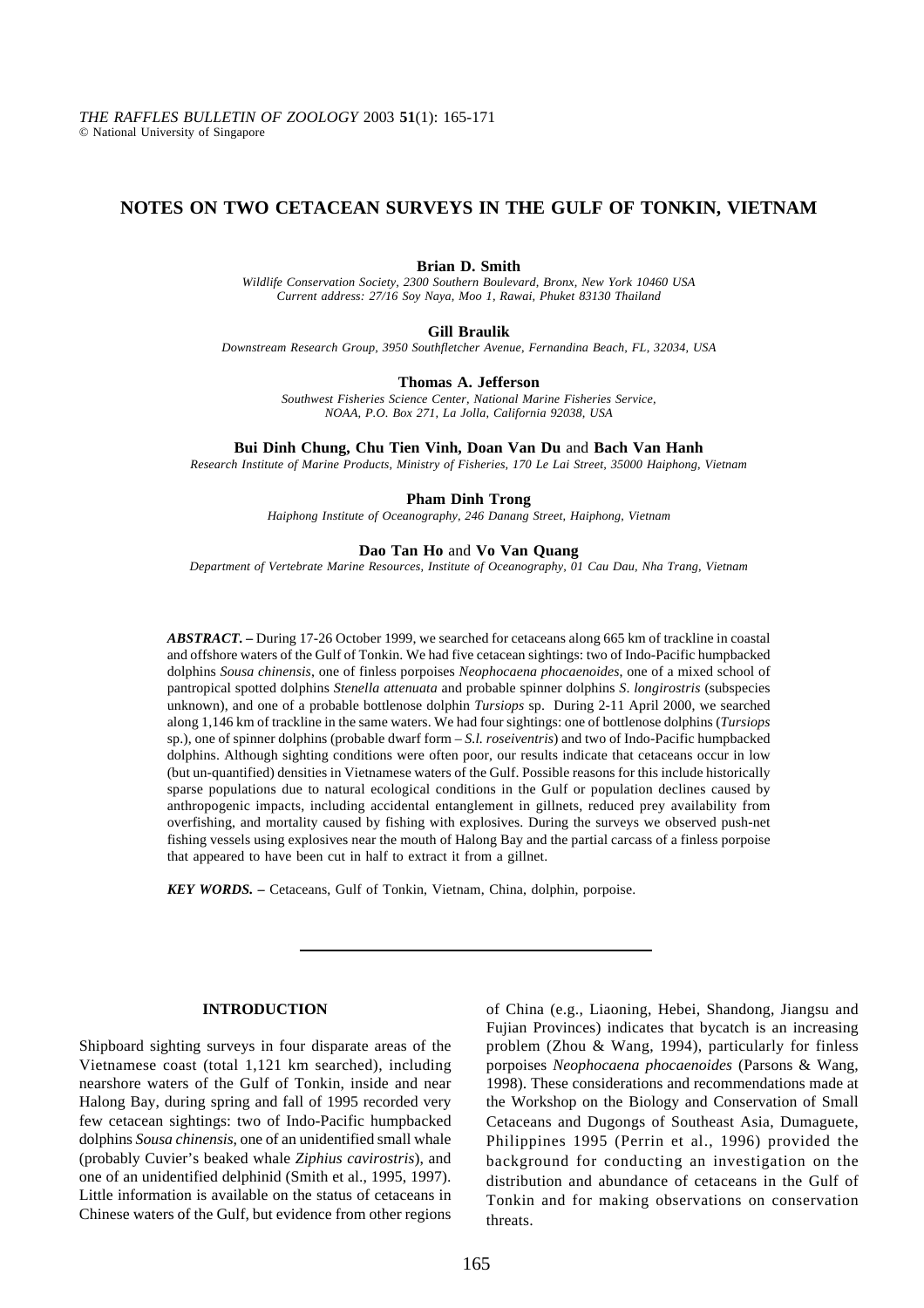# NOTES ON TWO CETACEAN SURVEYS IN THE GULF OF TONKIN, VIETNAM

**Brian D. Smith**

*Wildlife Conservation Society, 2300 Southern Boulevard, Bronx, New York 10460 USA*
*Current address: 27/16 Soy Naya, Moo 1, Rawai, Phuket 83130 Thailand*

**Gill Braulik**

*Downstream Research Group, 3950 Southfletcher Avenue, Fernandina Beach, FL, 32034, USA*

**Thomas A. Jefferson**

*Southwest Fisheries Science Center, National Marine Fisheries Service, NOAA, P.O. Box 271, La Jolla, California 92038, USA*

**Bui Dinh Chung, Chu Tien Vinh, Doan Van Du** and **Bach Van Hanh**

*Research Institute of Marine Products, Ministry of Fisheries, 170 Le Lai Street, 35000 Haiphong, Vietnam*

**Pham Dinh Trong**

*Haiphong Institute of Oceanography, 246 Danang Street, Haiphong, Vietnam*

**Dao Tan Ho** and **Vo Van Quang**

*Department of Vertebrate Marine Resources, Institute of Oceanography, 01 Cau Dau, Nha Trang, Vietnam*

***ABSTRACT. –*** During 17-26 October 1999, we searched for cetaceans along 665 km of trackline in coastal and offshore waters of the Gulf of Tonkin. We had five cetacean sightings: two of Indo-Pacific humpbacked dolphins *Sousa chinensis*, one of finless porpoises *Neophocaena phocaenoides*, one of a mixed school of pantropical spotted dolphins *Stenella attenuata* and probable spinner dolphins *S. longirostris* (subspecies unknown), and one of a probable bottlenose dolphin *Tursiops* sp. During 2-11 April 2000, we searched along 1,146 km of trackline in the same waters. We had four sightings: one of bottlenose dolphins (*Tursiops* sp.), one of spinner dolphins (probable dwarf form – *S.l. roseiventris*) and two of Indo-Pacific humpbacked dolphins. Although sighting conditions were often poor, our results indicate that cetaceans occur in low (but un-quantified) densities in Vietnamese waters of the Gulf. Possible reasons for this include historically sparse populations due to natural ecological conditions in the Gulf or population declines caused by anthropogenic impacts, including accidental entanglement in gillnets, reduced prey availability from overfishing, and mortality caused by fishing with explosives. During the surveys we observed push-net fishing vessels using explosives near the mouth of Halong Bay and the partial carcass of a finless porpoise that appeared to have been cut in half to extract it from a gillnet.

***KEY WORDS. –*** Cetaceans, Gulf of Tonkin, Vietnam, China, dolphin, porpoise.

## INTRODUCTION

Shipboard sighting surveys in four disparate areas of the Vietnamese coast (total 1,121 km searched), including nearshore waters of the Gulf of Tonkin, inside and near Halong Bay, during spring and fall of 1995 recorded very few cetacean sightings: two of Indo-Pacific humpbacked dolphins *Sousa chinensis*, one of an unidentified small whale (probably Cuvier's beaked whale *Ziphius cavirostris*), and one of an unidentified delphinid (Smith et al., 1995, 1997). Little information is available on the status of cetaceans in Chinese waters of the Gulf, but evidence from other regions of China (e.g., Liaoning, Hebei, Shandong, Jiangsu and Fujian Provinces) indicates that bycatch is an increasing problem (Zhou & Wang, 1994), particularly for finless porpoises *Neophocaena phocaenoides* (Parsons & Wang, 1998). These considerations and recommendations made at the Workshop on the Biology and Conservation of Small Cetaceans and Dugongs of Southeast Asia, Dumaguete, Philippines 1995 (Perrin et al., 1996) provided the background for conducting an investigation on the distribution and abundance of cetaceans in the Gulf of Tonkin and for making observations on conservation threats.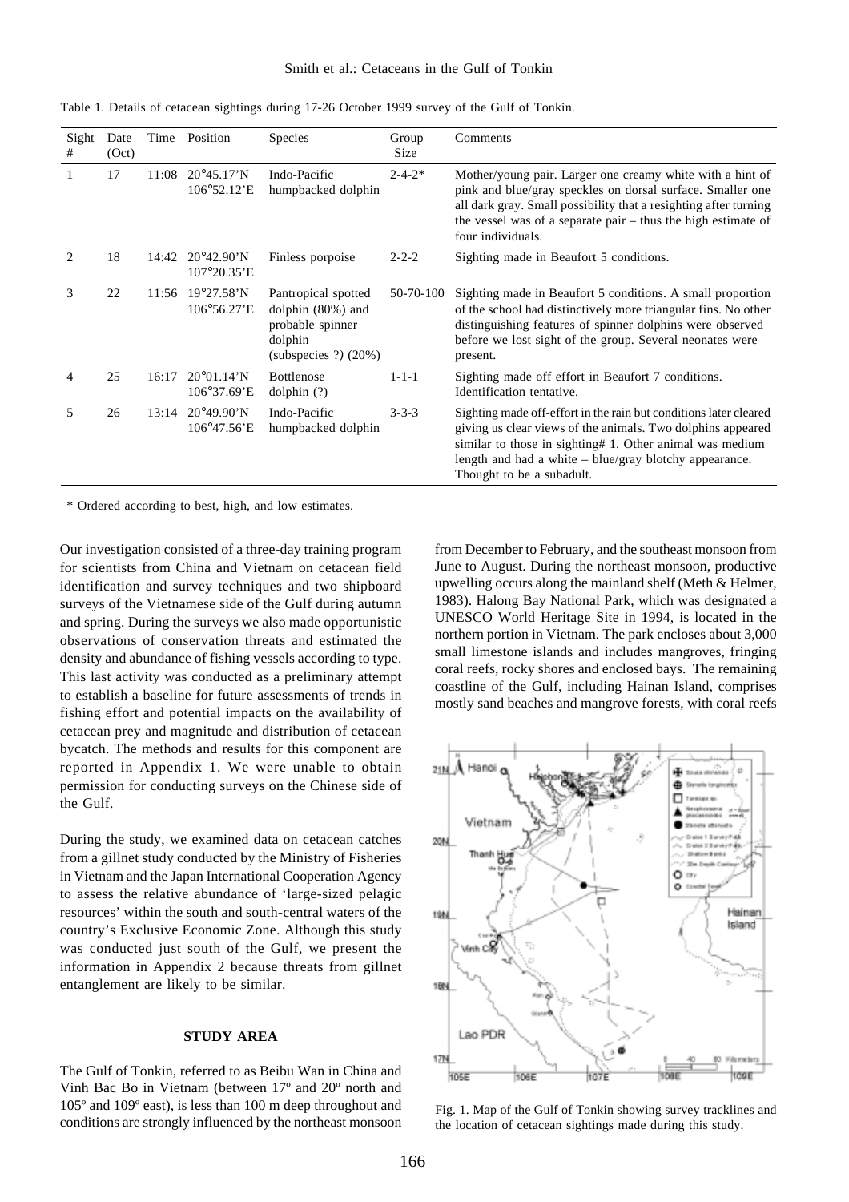Table 1. Details of cetacean sightings during 17-26 October 1999 survey of the Gulf of Tonkin.

| Sight # | Date (Oct) | Time | Position | Species | Group Size | Comments |
|---|---|---|---|---|---|---|
| 1 | 17 | 11:08 | 20°45.17'N 106°52.12'E | Indo-Pacific humpbacked dolphin | 2-4-2* | Mother/young pair. Larger one creamy white with a hint of pink and blue/gray speckles on dorsal surface. Smaller one all dark gray. Small possibility that a resighting after turning the vessel was of a separate pair – thus the high estimate of four individuals. |
| 2 | 18 | 14:42 | 20°42.90'N 107°20.35'E | Finless porpoise | 2-2-2 | Sighting made in Beaufort 5 conditions. |
| 3 | 22 | 11:56 | 19°27.58'N 106°56.27'E | Pantropical spotted dolphin (80%) and probable spinner dolphin (subspecies ?) (20%) | 50-70-100 | Sighting made in Beaufort 5 conditions. A small proportion of the school had distinctively more triangular fins. No other distinguishing features of spinner dolphins were observed before we lost sight of the group. Several neonates were present. |
| 4 | 25 | 16:17 | 20°01.14'N 106°37.69'E | Bottlenose dolphin (?) | 1-1-1 | Sighting made off effort in Beaufort 7 conditions. Identification tentative. |
| 5 | 26 | 13:14 | 20°49.90'N 106°47.56'E | Indo-Pacific humpbacked dolphin | 3-3-3 | Sighting made off-effort in the rain but conditions later cleared giving us clear views of the animals. Two dolphins appeared similar to those in sighting# 1. Other animal was medium length and had a white – blue/gray blotchy appearance. Thought to be a subadult. |

\* Ordered according to best, high, and low estimates.

Our investigation consisted of a three-day training program for scientists from China and Vietnam on cetacean field identification and survey techniques and two shipboard surveys of the Vietnamese side of the Gulf during autumn and spring. During the surveys we also made opportunistic observations of conservation threats and estimated the density and abundance of fishing vessels according to type. This last activity was conducted as a preliminary attempt to establish a baseline for future assessments of trends in fishing effort and potential impacts on the availability of cetacean prey and magnitude and distribution of cetacean bycatch. The methods and results for this component are reported in Appendix 1. We were unable to obtain permission for conducting surveys on the Chinese side of the Gulf.

During the study, we examined data on cetacean catches from a gillnet study conducted by the Ministry of Fisheries in Vietnam and the Japan International Cooperation Agency to assess the relative abundance of 'large-sized pelagic resources' within the south and south-central waters of the country's Exclusive Economic Zone. Although this study was conducted just south of the Gulf, we present the information in Appendix 2 because threats from gillnet entanglement are likely to be similar.

## STUDY AREA

The Gulf of Tonkin, referred to as Beibu Wan in China and Vinh Bac Bo in Vietnam (between 17º and 20º north and 105º and 109º east), is less than 100 m deep throughout and conditions are strongly influenced by the northeast monsoon from December to February, and the southeast monsoon from June to August. During the northeast monsoon, productive upwelling occurs along the mainland shelf (Meth & Helmer, 1983). Halong Bay National Park, which was designated a UNESCO World Heritage Site in 1994, is located in the northern portion in Vietnam. The park encloses about 3,000 small limestone islands and includes mangroves, fringing coral reefs, rocky shores and enclosed bays. The remaining coastline of the Gulf, including Hainan Island, comprises mostly sand beaches and mangrove forests, with coral reefs

Fig. 1. Map of the Gulf of Tonkin showing survey tracklines and the location of cetacean sightings made during this study.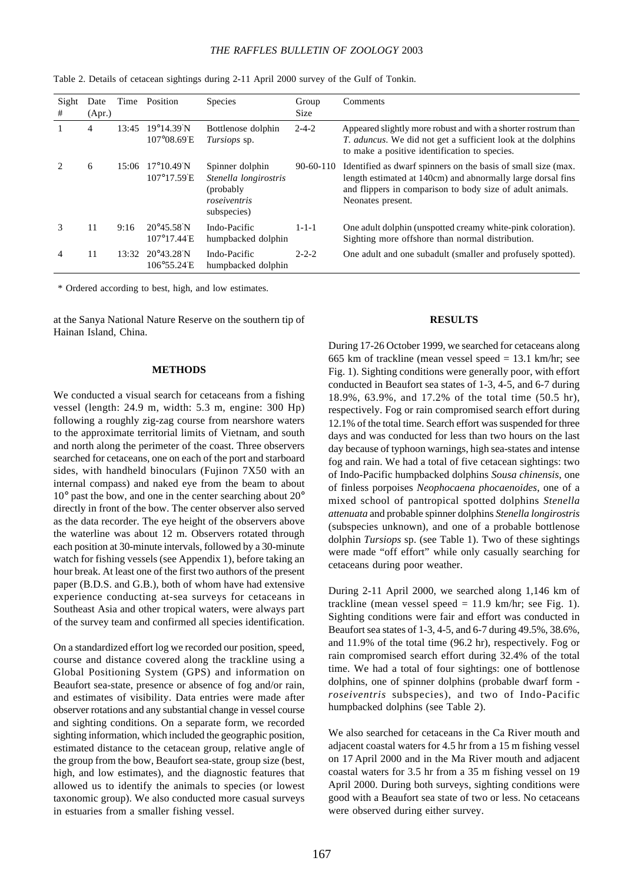Table 2. Details of cetacean sightings during 2-11 April 2000 survey of the Gulf of Tonkin.

| Sight # | Date (Apr.) | Time | Position | Species | Group Size | Comments |
|---|---|---|---|---|---|---|
| 1 | 4 | 13:45 | 19°14.39'N 107°08.69'E | Bottlenose dolphin *Tursiops* sp. | 2-4-2 | Appeared slightly more robust and with a shorter rostrum than *T. aduncus*. We did not get a sufficient look at the dolphins to make a positive identification to species. |
| 2 | 6 | 15:06 | 17°10.49'N 107°17.59'E | Spinner dolphin *Stenella longirostris* (probably *roseiventris* subspecies) | 90-60-110 | Identified as dwarf spinners on the basis of small size (max. length estimated at 140cm) and abnormally large dorsal fins and flippers in comparison to body size of adult animals. Neonates present. |
| 3 | 11 | 9:16 | 20°45.58'N 107°17.44'E | Indo-Pacific humpbacked dolphin | 1-1-1 | One adult dolphin (unspotted creamy white-pink coloration). Sighting more offshore than normal distribution. |
| 4 | 11 | 13:32 | 20°43.28'N 106°55.24'E | Indo-Pacific humpbacked dolphin | 2-2-2 | One adult and one subadult (smaller and profusely spotted). |

\* Ordered according to best, high, and low estimates.

at the Sanya National Nature Reserve on the southern tip of Hainan Island, China.

## METHODS

We conducted a visual search for cetaceans from a fishing vessel (length: 24.9 m, width: 5.3 m, engine: 300 Hp) following a roughly zig-zag course from nearshore waters to the approximate territorial limits of Vietnam, and south and north along the perimeter of the coast. Three observers searched for cetaceans, one on each of the port and starboard sides, with handheld binoculars (Fujinon 7X50 with an internal compass) and naked eye from the beam to about 10° past the bow, and one in the center searching about 20° directly in front of the bow. The center observer also served as the data recorder. The eye height of the observers above the waterline was about 12 m. Observers rotated through each position at 30-minute intervals, followed by a 30-minute watch for fishing vessels (see Appendix 1), before taking an hour break. At least one of the first two authors of the present paper (B.D.S. and G.B.), both of whom have had extensive experience conducting at-sea surveys for cetaceans in Southeast Asia and other tropical waters, were always part of the survey team and confirmed all species identification.

On a standardized effort log we recorded our position, speed, course and distance covered along the trackline using a Global Positioning System (GPS) and information on Beaufort sea-state, presence or absence of fog and/or rain, and estimates of visibility. Data entries were made after observer rotations and any substantial change in vessel course and sighting conditions. On a separate form, we recorded sighting information, which included the geographic position, estimated distance to the cetacean group, relative angle of the group from the bow, Beaufort sea-state, group size (best, high, and low estimates), and the diagnostic features that allowed us to identify the animals to species (or lowest taxonomic group). We also conducted more casual surveys in estuaries from a smaller fishing vessel.

## RESULTS

During 17-26 October 1999, we searched for cetaceans along 665 km of trackline (mean vessel speed = 13.1 km/hr; see Fig. 1). Sighting conditions were generally poor, with effort conducted in Beaufort sea states of 1-3, 4-5, and 6-7 during 18.9%, 63.9%, and 17.2% of the total time (50.5 hr), respectively. Fog or rain compromised search effort during 12.1% of the total time. Search effort was suspended for three days and was conducted for less than two hours on the last day because of typhoon warnings, high sea-states and intense fog and rain. We had a total of five cetacean sightings: two of Indo-Pacific humpbacked dolphins *Sousa chinensis*, one of finless porpoises *Neophocaena phocaenoides*, one of a mixed school of pantropical spotted dolphins *Stenella attenuata* and probable spinner dolphins *Stenella longirostris* (subspecies unknown), and one of a probable bottlenose dolphin *Tursiops* sp. (see Table 1). Two of these sightings were made "off effort" while only casually searching for cetaceans during poor weather.

During 2-11 April 2000, we searched along 1,146 km of trackline (mean vessel speed = 11.9 km/hr; see Fig. 1). Sighting conditions were fair and effort was conducted in Beaufort sea states of 1-3, 4-5, and 6-7 during 49.5%, 38.6%, and 11.9% of the total time (96.2 hr), respectively. Fog or rain compromised search effort during 32.4% of the total time. We had a total of four sightings: one of bottlenose dolphins, one of spinner dolphins (probable dwarf form - *roseiventris* subspecies), and two of Indo-Pacific humpbacked dolphins (see Table 2).

We also searched for cetaceans in the Ca River mouth and adjacent coastal waters for 4.5 hr from a 15 m fishing vessel on 17 April 2000 and in the Ma River mouth and adjacent coastal waters for 3.5 hr from a 35 m fishing vessel on 19 April 2000. During both surveys, sighting conditions were good with a Beaufort sea state of two or less. No cetaceans were observed during either survey.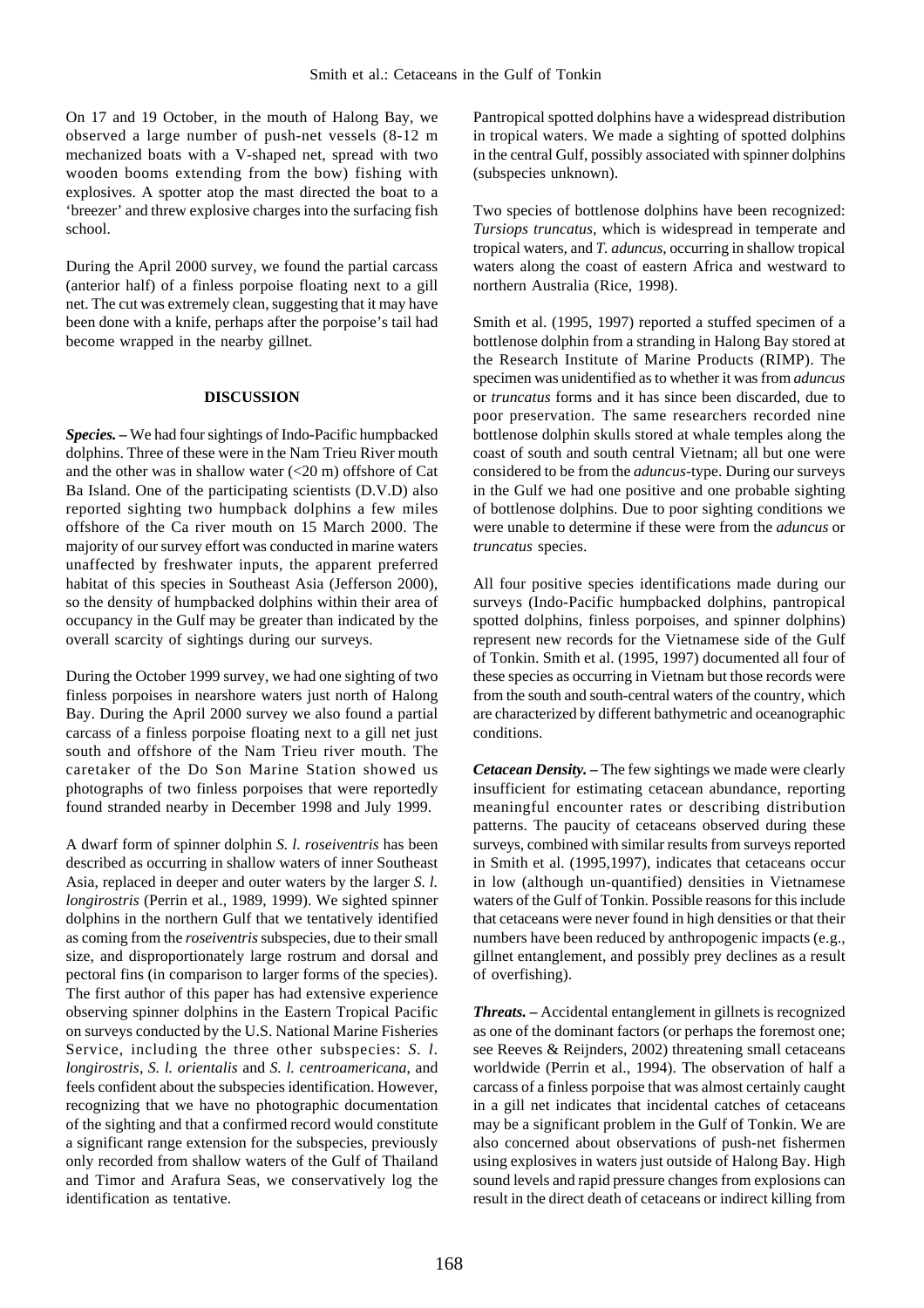On 17 and 19 October, in the mouth of Halong Bay, we observed a large number of push-net vessels (8-12 m mechanized boats with a V-shaped net, spread with two wooden booms extending from the bow) fishing with explosives. A spotter atop the mast directed the boat to a 'breezer' and threw explosive charges into the surfacing fish school.

During the April 2000 survey, we found the partial carcass (anterior half) of a finless porpoise floating next to a gill net. The cut was extremely clean, suggesting that it may have been done with a knife, perhaps after the porpoise's tail had become wrapped in the nearby gillnet.

## DISCUSSION

***Species. –*** We had four sightings of Indo-Pacific humpbacked dolphins. Three of these were in the Nam Trieu River mouth and the other was in shallow water (<20 m) offshore of Cat Ba Island. One of the participating scientists (D.V.D) also reported sighting two humpback dolphins a few miles offshore of the Ca river mouth on 15 March 2000. The majority of our survey effort was conducted in marine waters unaffected by freshwater inputs, the apparent preferred habitat of this species in Southeast Asia (Jefferson 2000), so the density of humpbacked dolphins within their area of occupancy in the Gulf may be greater than indicated by the overall scarcity of sightings during our surveys.

During the October 1999 survey, we had one sighting of two finless porpoises in nearshore waters just north of Halong Bay. During the April 2000 survey we also found a partial carcass of a finless porpoise floating next to a gill net just south and offshore of the Nam Trieu river mouth. The caretaker of the Do Son Marine Station showed us photographs of two finless porpoises that were reportedly found stranded nearby in December 1998 and July 1999.

A dwarf form of spinner dolphin *S. l. roseiventris* has been described as occurring in shallow waters of inner Southeast Asia, replaced in deeper and outer waters by the larger *S. l. longirostris* (Perrin et al., 1989, 1999). We sighted spinner dolphins in the northern Gulf that we tentatively identified as coming from the *roseiventris* subspecies, due to their small size, and disproportionately large rostrum and dorsal and pectoral fins (in comparison to larger forms of the species). The first author of this paper has had extensive experience observing spinner dolphins in the Eastern Tropical Pacific on surveys conducted by the U.S. National Marine Fisheries Service, including the three other subspecies: *S. l. longirostris*, *S. l. orientalis* and *S. l. centroamericana*, and feels confident about the subspecies identification. However, recognizing that we have no photographic documentation of the sighting and that a confirmed record would constitute a significant range extension for the subspecies, previously only recorded from shallow waters of the Gulf of Thailand and Timor and Arafura Seas, we conservatively log the identification as tentative.

Pantropical spotted dolphins have a widespread distribution in tropical waters. We made a sighting of spotted dolphins in the central Gulf, possibly associated with spinner dolphins (subspecies unknown).

Two species of bottlenose dolphins have been recognized: *Tursiops truncatus*, which is widespread in temperate and tropical waters, and *T. aduncus*, occurring in shallow tropical waters along the coast of eastern Africa and westward to northern Australia (Rice, 1998).

Smith et al. (1995, 1997) reported a stuffed specimen of a bottlenose dolphin from a stranding in Halong Bay stored at the Research Institute of Marine Products (RIMP). The specimen was unidentified as to whether it was from *aduncus* or *truncatus* forms and it has since been discarded, due to poor preservation. The same researchers recorded nine bottlenose dolphin skulls stored at whale temples along the coast of south and south central Vietnam; all but one were considered to be from the *aduncus*-type. During our surveys in the Gulf we had one positive and one probable sighting of bottlenose dolphins. Due to poor sighting conditions we were unable to determine if these were from the *aduncus* or *truncatus* species.

All four positive species identifications made during our surveys (Indo-Pacific humpbacked dolphins, pantropical spotted dolphins, finless porpoises, and spinner dolphins) represent new records for the Vietnamese side of the Gulf of Tonkin. Smith et al. (1995, 1997) documented all four of these species as occurring in Vietnam but those records were from the south and south-central waters of the country, which are characterized by different bathymetric and oceanographic conditions.

***Cetacean Density. –*** The few sightings we made were clearly insufficient for estimating cetacean abundance, reporting meaningful encounter rates or describing distribution patterns. The paucity of cetaceans observed during these surveys, combined with similar results from surveys reported in Smith et al. (1995,1997), indicates that cetaceans occur in low (although un-quantified) densities in Vietnamese waters of the Gulf of Tonkin. Possible reasons for this include that cetaceans were never found in high densities or that their numbers have been reduced by anthropogenic impacts (e.g., gillnet entanglement, and possibly prey declines as a result of overfishing).

***Threats. –*** Accidental entanglement in gillnets is recognized as one of the dominant factors (or perhaps the foremost one; see Reeves & Reijnders, 2002) threatening small cetaceans worldwide (Perrin et al., 1994). The observation of half a carcass of a finless porpoise that was almost certainly caught in a gill net indicates that incidental catches of cetaceans may be a significant problem in the Gulf of Tonkin. We are also concerned about observations of push-net fishermen using explosives in waters just outside of Halong Bay. High sound levels and rapid pressure changes from explosions can result in the direct death of cetaceans or indirect killing from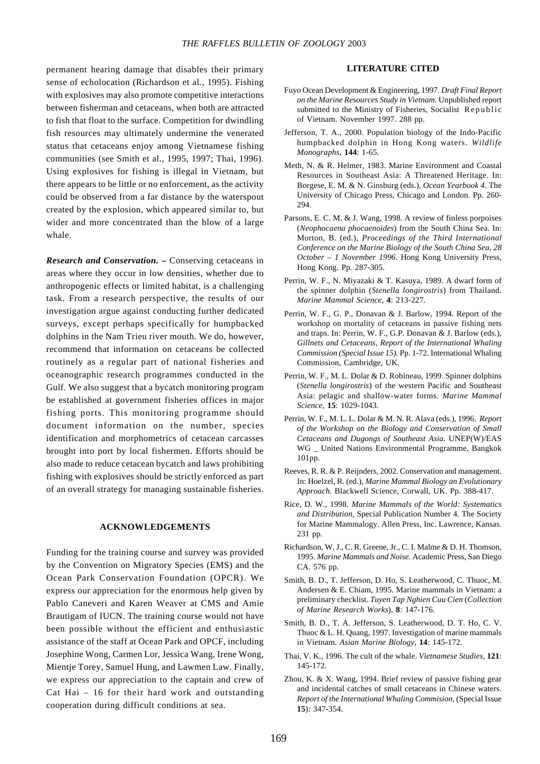permanent hearing damage that disables their primary sense of echolocation (Richardson et al., 1995). Fishing with explosives may also promote competitive interactions between fisherman and cetaceans, when both are attracted to fish that float to the surface. Competition for dwindling fish resources may ultimately undermine the venerated status that cetaceans enjoy among Vietnamese fishing communities (see Smith et al., 1995, 1997; Thai, 1996). Using explosives for fishing is illegal in Vietnam, but there appears to be little or no enforcement, as the activity could be observed from a far distance by the waterspout created by the explosion, which appeared similar to, but wider and more concentrated than the blow of a large whale.

***Research and Conservation.*** **–** Conserving cetaceans in areas where they occur in low densities, whether due to anthropogenic effects or limited habitat, is a challenging task. From a research perspective, the results of our investigation argue against conducting further dedicated surveys, except perhaps specifically for humpbacked dolphins in the Nam Trieu river mouth. We do, however, recommend that information on cetaceans be collected routinely as a regular part of national fisheries and oceanographic research programmes conducted in the Gulf. We also suggest that a bycatch monitoring program be established at government fisheries offices in major fishing ports. This monitoring programme should document information on the number, species identification and morphometrics of cetacean carcasses brought into port by local fishermen. Efforts should be also made to reduce cetacean bycatch and laws prohibiting fishing with explosives should be strictly enforced as part of an overall strategy for managing sustainable fisheries.

## ACKNOWLEDGEMENTS

Funding for the training course and survey was provided by the Convention on Migratory Species (EMS) and the Ocean Park Conservation Foundation (OPCR). We express our appreciation for the enormous help given by Pablo Caneveri and Karen Weaver at CMS and Amie Brautigam of IUCN. The training course would not have been possible without the efficient and enthusiastic assistance of the staff at Ocean Park and OPCF, including Josephine Wong, Carmen Lor, Jessica Wang, Irene Wong, Mientje Torey, Samuel Hung, and Lawmen Law. Finally, we express our appreciation to the captain and crew of Cat Hai – 16 for their hard work and outstanding cooperation during difficult conditions at sea.

## LITERATURE CITED

Fuyo Ocean Development & Engineering, 1997. *Draft Final Report on the Marine Resources Study in Vietnam.* Unpublished report submitted to the Ministry of Fisheries, Socialist Republic of Vietnam. November 1997. 288 pp.

Jefferson, T. A., 2000. Population biology of the Indo-Pacific humpbacked dolphin in Hong Kong waters. *Wildlife Monographs*, **144**: 1-65.

Meth, N. & R. Helmer, 1983. Marine Environment and Coastal Resources in Southeast Asia: A Threatened Heritage. In: Borgese, E. M. & N. Ginsburg (eds.), *Ocean Yearbook 4*. The University of Chicago Press, Chicago and London. Pp. 260-294.

Parsons, E. C. M. & J. Wang, 1998. A review of finless porpoises (*Neophocaena phocaenoides*) from the South China Sea. In: Morton, B. (ed.), *Proceedings of the Third International Conference on the Marine Biology of the South China Sea, 28 October – 1 November 1996*. Hong Kong University Press, Hong Kong. Pp. 287-305.

Perrin, W. F., N. Miyazaki & T. Kasuya, 1989. A dwarf form of the spinner dolphin (*Stenella longirostris*) from Thailand. *Marine Mammal Science*, **4**: 213-227.

Perrin, W. F., G. P., Donavan & J. Barlow, 1994. Report of the workshop on mortality of cetaceans in passive fishing nets and traps. In: Perrin, W. F., G.P. Donavan & J. Barlow (eds.), *Gillnets and Cetaceans, Report of the International Whaling Commission (Special Issue 15).* Pp. 1-72. International Whaling Commission, Cambridge, UK.

Perrin, W. F., M. L. Dolar & D. Robineau, 1999. Spinner dolphins (*Stenella longirostris*) of the western Pacific and Southeast Asia: pelagic and shallow-water forms. *Marine Mammal Science*, **15**: 1029-1043.

Perrin, W. F., M. L. L. Dolar & M. N. R. Alava (eds.), 1996. *Report of the Workshop on the Biology and Conservation of Small Cetaceans and Dugongs of Southeast Asia.* UNEP(W)/EAS WG _ United Nations Environmental Programme, Bangkok 101pp.

Reeves, R. R. & P. Reijnders, 2002. Conservation and management. In: Hoelzel, R. (ed.), *Marine Mammal Biology an Evolutionary Approach.* Blackwell Science, Corwall, UK. Pp. 388-417.

Rice, D. W., 1998. *Marine Mammals of the World: Systematics and Distribution,* Special Publication Number 4. The Society for Marine Mammalogy. Allen Press, Inc. Lawrence, Kansas. 231 pp.

Richardson, W. J., C. R. Greene, Jr., C. I. Malme & D. H. Thomson, 1995. *Marine Mammals and Noise.* Academic Press, San Diego CA. 576 pp.

Smith, B. D., T. Jefferson, D. Ho, S. Leatherwood, C. Thuoc, M. Andersen & E. Chiam, 1995. Marine mammals in Vietnam: a preliminary checklist. *Tuyen Tap Nghien Cuu Cien* (*Collection of Marine Research Works*), **8**: 147-176.

Smith, B. D., T. A. Jefferson, S. Leatherwood, D. T. Ho, C. V. Thuoc & L. H. Quang, 1997. Investigation of marine mammals in Vietnam. *Asian Marine Biology,* **14**: 145-172.

Thai, V. K., 1996. The cult of the whale. *Vietnamese Studies*, **121**: 145-172.

Zhou, K. & X. Wang, 1994. Brief review of passive fishing gear and incidental catches of small cetaceans in Chinese waters. *Report of the International Whaling Commision,* (Special Issue **15**): 347-354.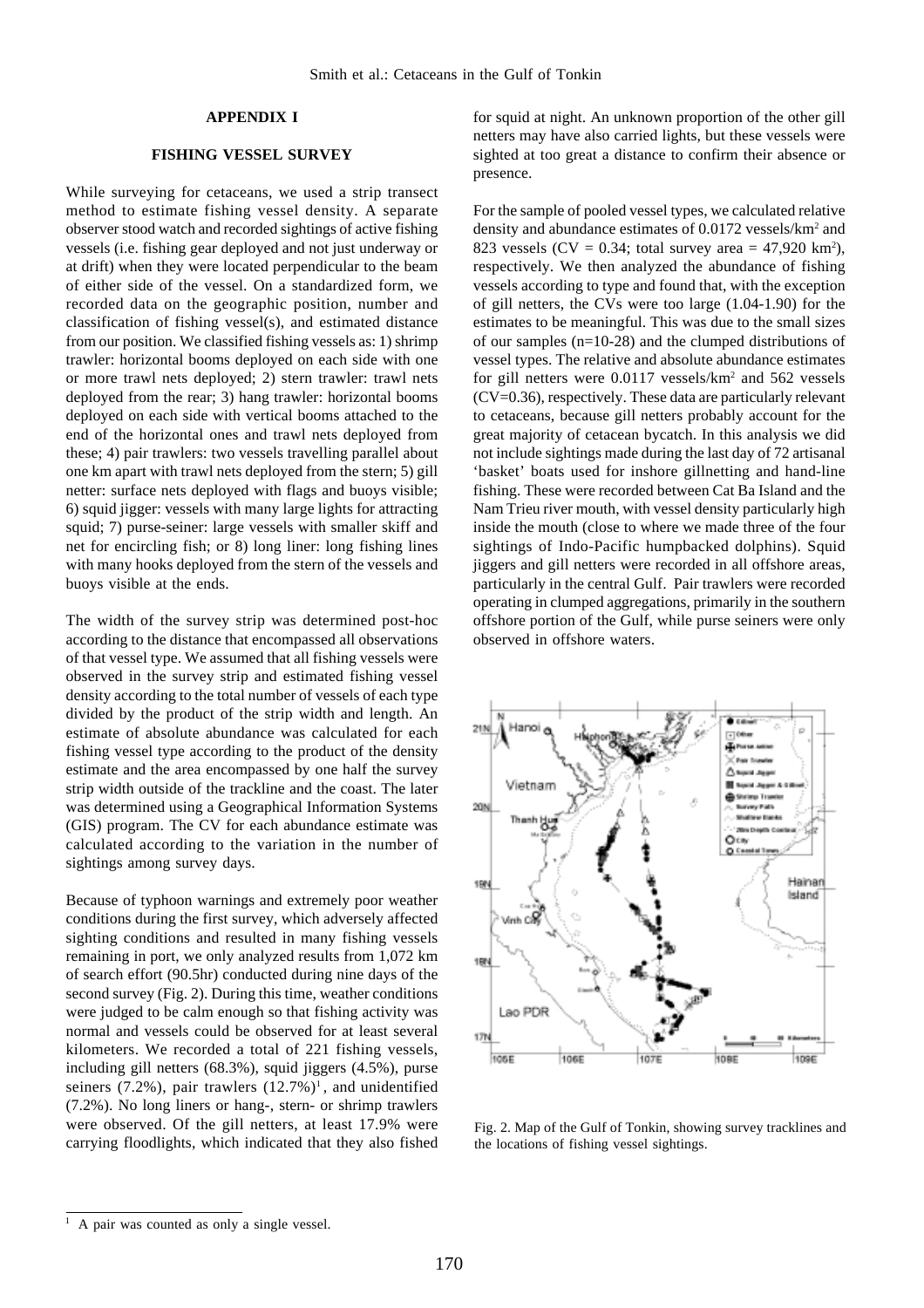## APPENDIX I

### FISHING VESSEL SURVEY

While surveying for cetaceans, we used a strip transect method to estimate fishing vessel density. A separate observer stood watch and recorded sightings of active fishing vessels (i.e. fishing gear deployed and not just underway or at drift) when they were located perpendicular to the beam of either side of the vessel. On a standardized form, we recorded data on the geographic position, number and classification of fishing vessel(s), and estimated distance from our position. We classified fishing vessels as: 1) shrimp trawler: horizontal booms deployed on each side with one or more trawl nets deployed; 2) stern trawler: trawl nets deployed from the rear; 3) hang trawler: horizontal booms deployed on each side with vertical booms attached to the end of the horizontal ones and trawl nets deployed from these; 4) pair trawlers: two vessels travelling parallel about one km apart with trawl nets deployed from the stern; 5) gill netter: surface nets deployed with flags and buoys visible; 6) squid jigger: vessels with many large lights for attracting squid; 7) purse-seiner: large vessels with smaller skiff and net for encircling fish; or 8) long liner: long fishing lines with many hooks deployed from the stern of the vessels and buoys visible at the ends.

The width of the survey strip was determined post-hoc according to the distance that encompassed all observations of that vessel type. We assumed that all fishing vessels were observed in the survey strip and estimated fishing vessel density according to the total number of vessels of each type divided by the product of the strip width and length. An estimate of absolute abundance was calculated for each fishing vessel type according to the product of the density estimate and the area encompassed by one half the survey strip width outside of the trackline and the coast. The later was determined using a Geographical Information Systems (GIS) program. The CV for each abundance estimate was calculated according to the variation in the number of sightings among survey days.

Because of typhoon warnings and extremely poor weather conditions during the first survey, which adversely affected sighting conditions and resulted in many fishing vessels remaining in port, we only analyzed results from 1,072 km of search effort (90.5hr) conducted during nine days of the second survey (Fig. 2). During this time, weather conditions were judged to be calm enough so that fishing activity was normal and vessels could be observed for at least several kilometers. We recorded a total of 221 fishing vessels, including gill netters (68.3%), squid jiggers (4.5%), purse seiners (7.2%), pair trawlers (12.7%)[1], and unidentified (7.2%). No long liners or hang-, stern- or shrimp trawlers were observed. Of the gill netters, at least 17.9% were carrying floodlights, which indicated that they also fished for squid at night. An unknown proportion of the other gill netters may have also carried lights, but these vessels were sighted at too great a distance to confirm their absence or presence.

For the sample of pooled vessel types, we calculated relative density and abundance estimates of 0.0172 vessels/km$^2$ and 823 vessels (CV = 0.34; total survey area = 47,920 km$^2$), respectively. We then analyzed the abundance of fishing vessels according to type and found that, with the exception of gill netters, the CVs were too large (1.04-1.90) for the estimates to be meaningful. This was due to the small sizes of our samples (n=10-28) and the clumped distributions of vessel types. The relative and absolute abundance estimates for gill netters were 0.0117 vessels/km$^2$ and 562 vessels (CV=0.36), respectively. These data are particularly relevant to cetaceans, because gill netters probably account for the great majority of cetacean bycatch. In this analysis we did not include sightings made during the last day of 72 artisanal 'basket' boats used for inshore gillnetting and hand-line fishing. These were recorded between Cat Ba Island and the Nam Trieu river mouth, with vessel density particularly high inside the mouth (close to where we made three of the four sightings of Indo-Pacific humpbacked dolphins). Squid jiggers and gill netters were recorded in all offshore areas, particularly in the central Gulf. Pair trawlers were recorded operating in clumped aggregations, primarily in the southern offshore portion of the Gulf, while purse seiners were only observed in offshore waters.

Fig. 2. Map of the Gulf of Tonkin, showing survey tracklines and the locations of fishing vessel sightings.

---

[1] A pair was counted as only a single vessel.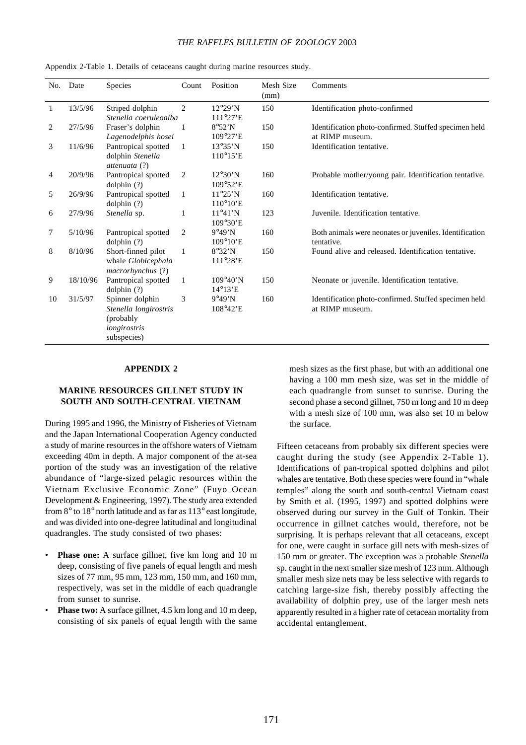Appendix 2-Table 1. Details of cetaceans caught during marine resources study.

| No. | Date | Species | Count | Position | Mesh Size (mm) | Comments |
|---|---|---|---|---|---|---|
| 1 | 13/5/96 | Striped dolphin *Stenella coeruleoalba* | 2 | 12°29'N 111°27'E | 150 | Identification photo-confirmed |
| 2 | 27/5/96 | Fraser's dolphin *Lagenodelphis hosei* | 1 | 8°52'N 109°27'E | 150 | Identification photo-confirmed. Stuffed specimen held at RIMP museum. |
| 3 | 11/6/96 | Pantropical spotted dolphin *Stenella attenuata* (?) | 1 | 13°35'N 110°15'E | 150 | Identification tentative. |
| 4 | 20/9/96 | Pantropical spotted dolphin (?) | 2 | 12°30'N 109°52'E | 160 | Probable mother/young pair. Identification tentative. |
| 5 | 26/9/96 | Pantropical spotted dolphin (?) | 1 | 11°25'N 110°10'E | 160 | Identification tentative. |
| 6 | 27/9/96 | *Stenella* sp. | 1 | 11°41'N 109°30'E | 123 | Juvenile. Identification tentative. |
| 7 | 5/10/96 | Pantropical spotted dolphin (?) | 2 | 9°49'N 109°10'E | 160 | Both animals were neonates or juveniles. Identification tentative. |
| 8 | 8/10/96 | Short-finned pilot whale *Globicephala macrorhynchus* (?) | 1 | 8°32'N 111°28'E | 150 | Found alive and released. Identification tentative. |
| 9 | 18/10/96 | Pantropical spotted dolphin (?) | 1 | 109°40'N 14°13'E | 150 | Neonate or juvenile. Identification tentative. |
| 10 | 31/5/97 | Spinner dolphin *Stenella longirostris* (probably *longirostris* subspecies) | 3 | 9°49'N 108°42'E | 160 | Identification photo-confirmed. Stuffed specimen held at RIMP museum. |

## APPENDIX 2

### MARINE RESOURCES GILLNET STUDY IN SOUTH AND SOUTH-CENTRAL VIETNAM

During 1995 and 1996, the Ministry of Fisheries of Vietnam and the Japan International Cooperation Agency conducted a study of marine resources in the offshore waters of Vietnam exceeding 40m in depth. A major component of the at-sea portion of the study was an investigation of the relative abundance of "large-sized pelagic resources within the Vietnam Exclusive Economic Zone" (Fuyo Ocean Development & Engineering, 1997). The study area extended from 8° to 18° north latitude and as far as 113° east longitude, and was divided into one-degree latitudinal and longitudinal quadrangles. The study consisted of two phases:

- **Phase one:** A surface gillnet, five km long and 10 m deep, consisting of five panels of equal length and mesh sizes of 77 mm, 95 mm, 123 mm, 150 mm, and 160 mm, respectively, was set in the middle of each quadrangle from sunset to sunrise.
- **Phase two:** A surface gillnet, 4.5 km long and 10 m deep, consisting of six panels of equal length with the same mesh sizes as the first phase, but with an additional one having a 100 mm mesh size, was set in the middle of each quadrangle from sunset to sunrise. During the second phase a second gillnet, 750 m long and 10 m deep with a mesh size of 100 mm, was also set 10 m below the surface.

Fifteen cetaceans from probably six different species were caught during the study (see Appendix 2-Table 1). Identifications of pan-tropical spotted dolphins and pilot whales are tentative. Both these species were found in "whale temples" along the south and south-central Vietnam coast by Smith et al. (1995, 1997) and spotted dolphins were observed during our survey in the Gulf of Tonkin. Their occurrence in gillnet catches would, therefore, not be surprising. It is perhaps relevant that all cetaceans, except for one, were caught in surface gill nets with mesh-sizes of 150 mm or greater. The exception was a probable *Stenella* sp. caught in the next smaller size mesh of 123 mm. Although smaller mesh size nets may be less selective with regards to catching large-size fish, thereby possibly affecting the availability of dolphin prey, use of the larger mesh nets apparently resulted in a higher rate of cetacean mortality from accidental entanglement.